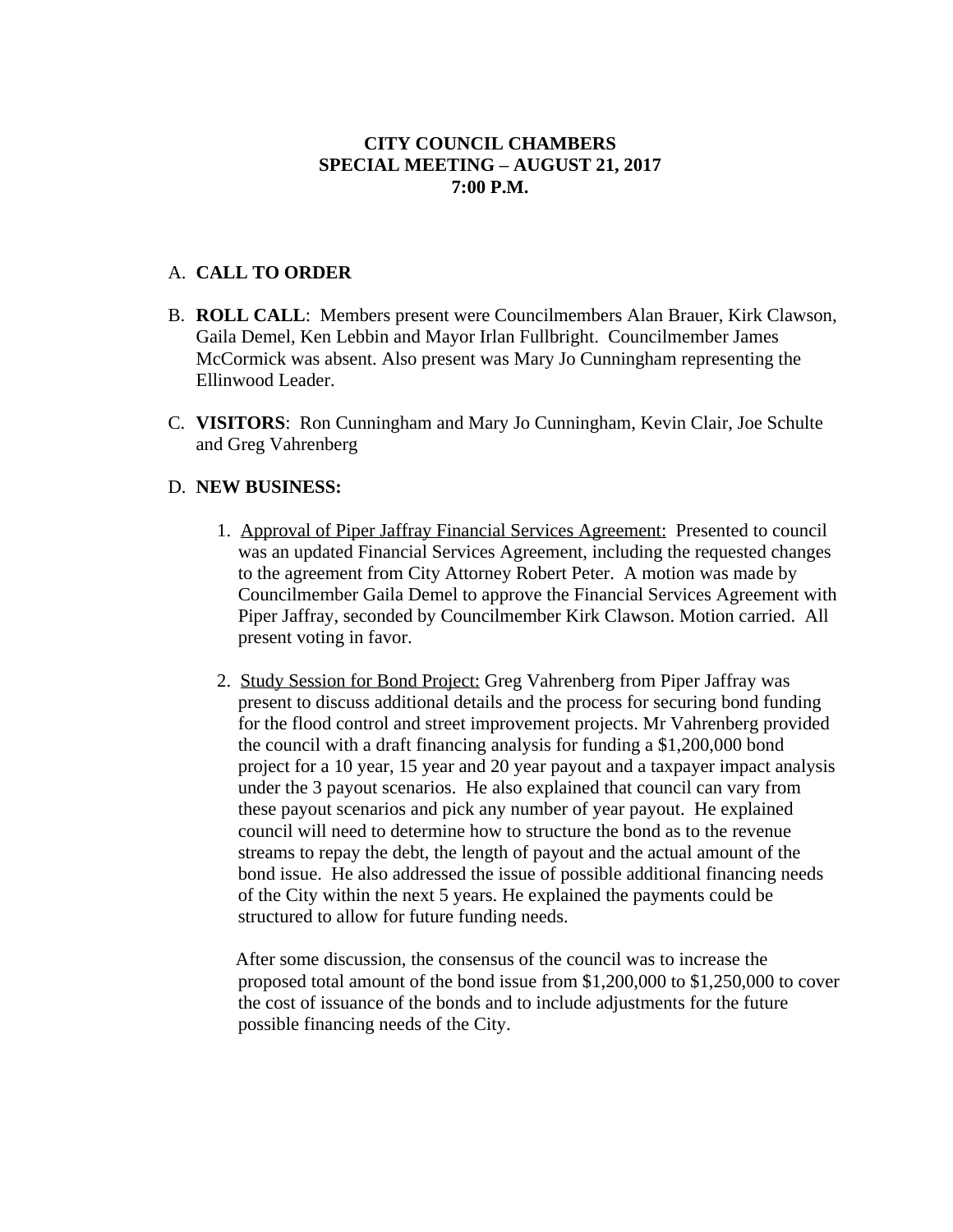# CITY COUNCIL CHAMBERS
## SPECIAL MEETING – AUGUST 21, 2017
## 7:00 P.M.

A. **CALL TO ORDER**

B. **ROLL CALL**: Members present were Councilmembers Alan Brauer, Kirk Clawson, Gaila Demel, Ken Lebbin and Mayor Irlan Fullbright. Councilmember James McCormick was absent. Also present was Mary Jo Cunningham representing the Ellinwood Leader.

C. **VISITORS**: Ron Cunningham and Mary Jo Cunningham, Kevin Clair, Joe Schulte and Greg Vahrenberg

D. **NEW BUSINESS:**

1. Approval of Piper Jaffray Financial Services Agreement: Presented to council was an updated Financial Services Agreement, including the requested changes to the agreement from City Attorney Robert Peter. A motion was made by Councilmember Gaila Demel to approve the Financial Services Agreement with Piper Jaffray, seconded by Councilmember Kirk Clawson. Motion carried. All present voting in favor.

2. Study Session for Bond Project: Greg Vahrenberg from Piper Jaffray was present to discuss additional details and the process for securing bond funding for the flood control and street improvement projects. Mr Vahrenberg provided the council with a draft financing analysis for funding a $1,200,000 bond project for a 10 year, 15 year and 20 year payout and a taxpayer impact analysis under the 3 payout scenarios. He also explained that council can vary from these payout scenarios and pick any number of year payout. He explained council will need to determine how to structure the bond as to the revenue streams to repay the debt, the length of payout and the actual amount of the bond issue. He also addressed the issue of possible additional financing needs of the City within the next 5 years. He explained the payments could be structured to allow for future funding needs.

   After some discussion, the consensus of the council was to increase the proposed total amount of the bond issue from $1,200,000 to $1,250,000 to cover the cost of issuance of the bonds and to include adjustments for the future possible financing needs of the City.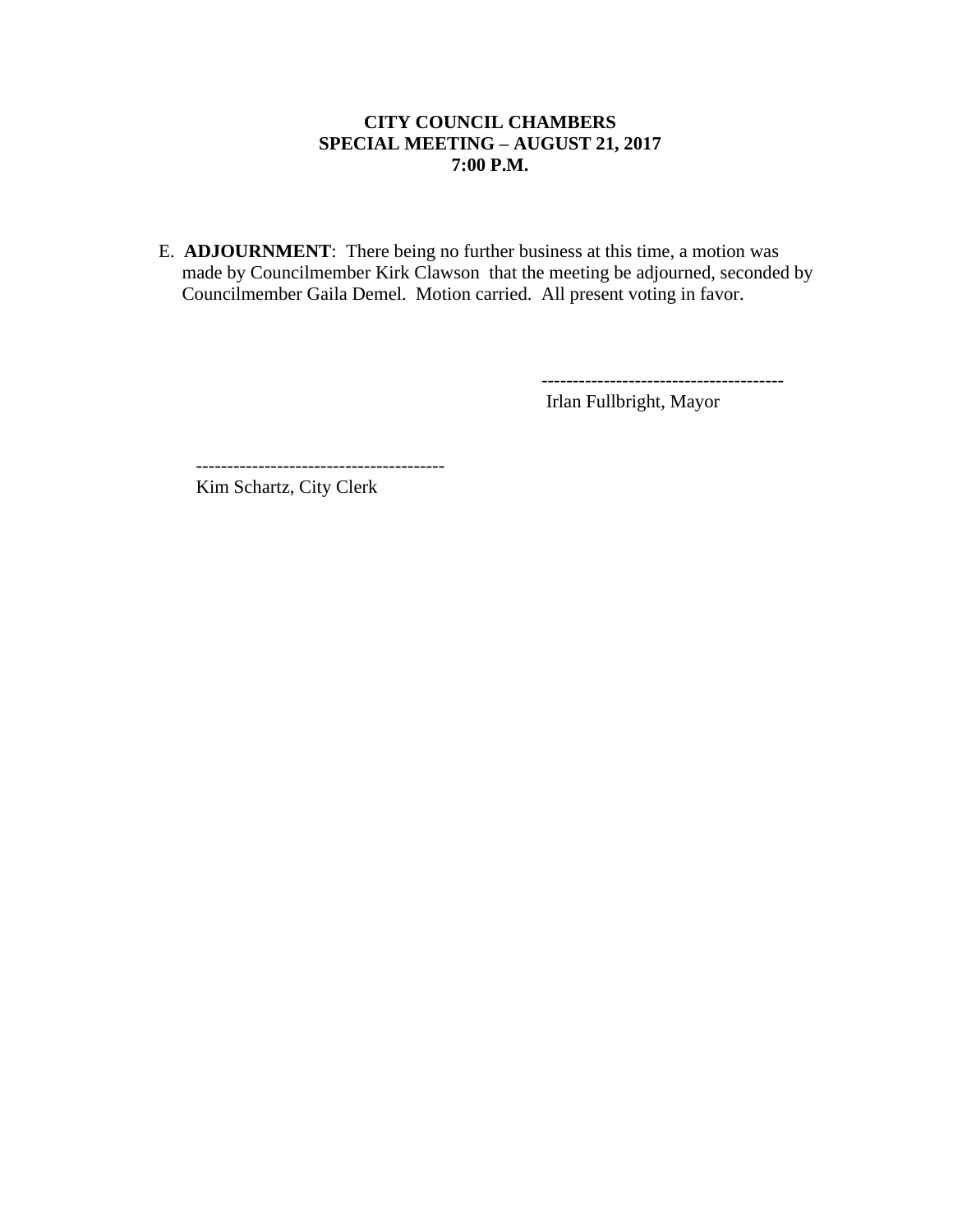**CITY COUNCIL CHAMBERS**
**SPECIAL MEETING – AUGUST 21, 2017**
**7:00 P.M.**

E. **ADJOURNMENT**: There being no further business at this time, a motion was made by Councilmember Kirk Clawson that the meeting be adjourned, seconded by Councilmember Gaila Demel. Motion carried. All present voting in favor.

---------------------------------------
Irlan Fullbright, Mayor

----------------------------------------
Kim Schartz, City Clerk